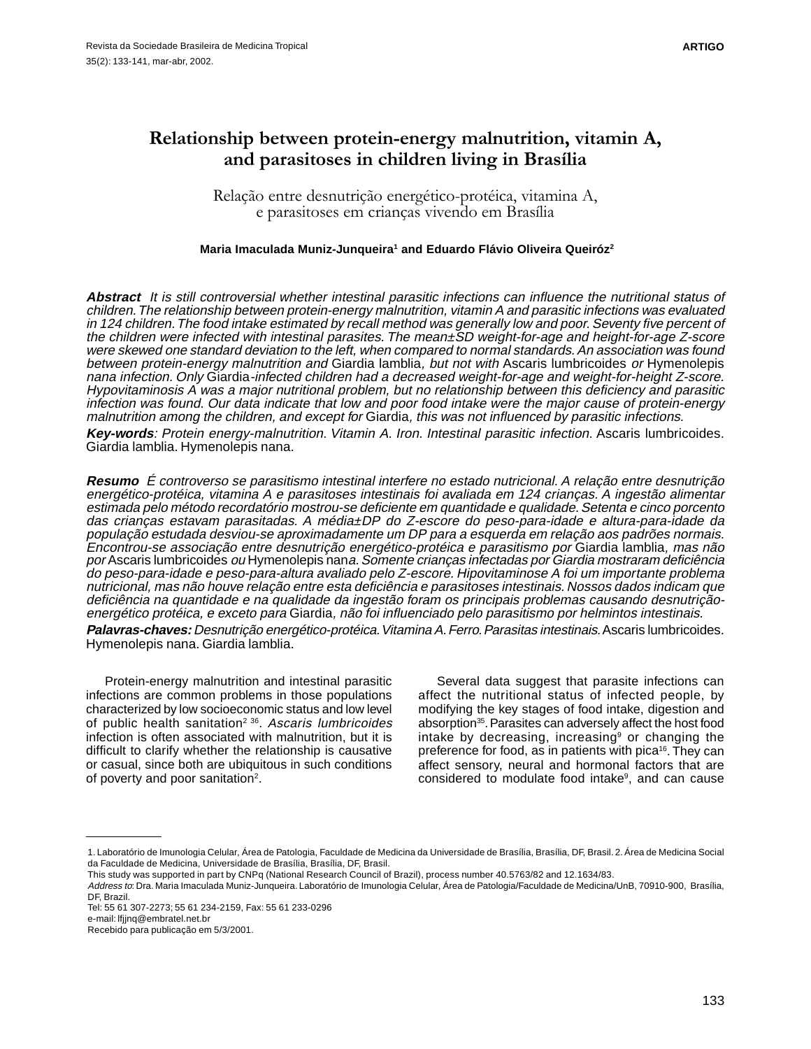# Relationship between protein-energy malnutrition, vitamin A, and parasitoses in children living in Brasília

## Relação entre desnutrição energético-protéica, vitamina A, e parasitoses em crianças vivendo em Brasília

**Maria Imaculada Muniz-Junqueira[1] and Eduardo Flávio Oliveira Queiróz[2]**

***Abstract*** *It is still controversial whether intestinal parasitic infections can influence the nutritional status of children. The relationship between protein-energy malnutrition, vitamin A and parasitic infections was evaluated in 124 children. The food intake estimated by recall method was generally low and poor. Seventy five percent of the children were infected with intestinal parasites. The mean±SD weight-for-age and height-for-age Z-score were skewed one standard deviation to the left, when compared to normal standards. An association was found between protein-energy malnutrition and* Giardia lamblia*, but not with* Ascaris lumbricoides *or* Hymenolepis nana *infection. Only* Giardia*-infected children had a decreased weight-for-age and weight-for-height Z-score. Hypovitaminosis A was a major nutritional problem, but no relationship between this deficiency and parasitic infection was found. Our data indicate that low and poor food intake were the major cause of protein-energy malnutrition among the children, and except for* Giardia*, this was not influenced by parasitic infections.*

***Key-words****: Protein energy-malnutrition. Vitamin A. Iron. Intestinal parasitic infection.* Ascaris lumbricoides. Giardia lamblia. Hymenolepis nana.

***Resumo*** *É controverso se parasitismo intestinal interfere no estado nutricional. A relação entre desnutrição energético-protéica, vitamina A e parasitoses intestinais foi avaliada em 124 crianças. A ingestão alimentar estimada pelo método recordatório mostrou-se deficiente em quantidade e qualidade. Setenta e cinco porcento das crianças estavam parasitadas. A média±DP do Z-escore do peso-para-idade e altura-para-idade da população estudada desviou-se aproximadamente um DP para a esquerda em relação aos padrões normais. Encontrou-se associação entre desnutrição energético-protéica e parasitismo por* Giardia lamblia*, mas não por* Ascaris lumbricoides *ou* Hymenolepis nana*. Somente crianças infectadas por Giardia mostraram deficiência do peso-para-idade e peso-para-altura avaliado pelo Z-escore. Hipovitaminose A foi um importante problema nutricional, mas não houve relação entre esta deficiência e parasitoses intestinais. Nossos dados indicam que deficiência na quantidade e na qualidade da ingestão foram os principais problemas causando desnutrição-energético protéica, e exceto para* Giardia*, não foi influenciado pelo parasitismo por helmintos intestinais.*

***Palavras-chaves:*** *Desnutrição energético-protéica. Vitamina A. Ferro. Parasitas intestinais.* Ascaris lumbricoides. Hymenolepis nana. Giardia lamblia.

Protein-energy malnutrition and intestinal parasitic infections are common problems in those populations characterized by low socioeconomic status and low level of public health sanitation[2 36]. *Ascaris lumbricoides* infection is often associated with malnutrition, but it is difficult to clarify whether the relationship is causative or casual, since both are ubiquitous in such conditions of poverty and poor sanitation[2].

Several data suggest that parasite infections can affect the nutritional status of infected people, by modifying the key stages of food intake, digestion and absorption[35]. Parasites can adversely affect the host food intake by decreasing, increasing[9] or changing the preference for food, as in patients with pica[16]. They can affect sensory, neural and hormonal factors that are considered to modulate food intake[9], and can cause

---

1. Laboratório de Imunologia Celular, Área de Patologia, Faculdade de Medicina da Universidade de Brasília, Brasília, DF, Brasil. 2. Área de Medicina Social da Faculdade de Medicina, Universidade de Brasília, Brasília, DF, Brasil.
This study was supported in part by CNPq (National Research Council of Brazil), process number 40.5763/82 and 12.1634/83.
*Address to*: Dra. Maria Imaculada Muniz-Junqueira. Laboratório de Imunologia Celular, Área de Patologia/Faculdade de Medicina/UnB, 70910-900, Brasília, DF, Brazil.
Tel: 55 61 307-2273; 55 61 234-2159, Fax: 55 61 233-0296
e-mail: lfjjnq@embratel.net.br
Recebido para publicação em 5/3/2001.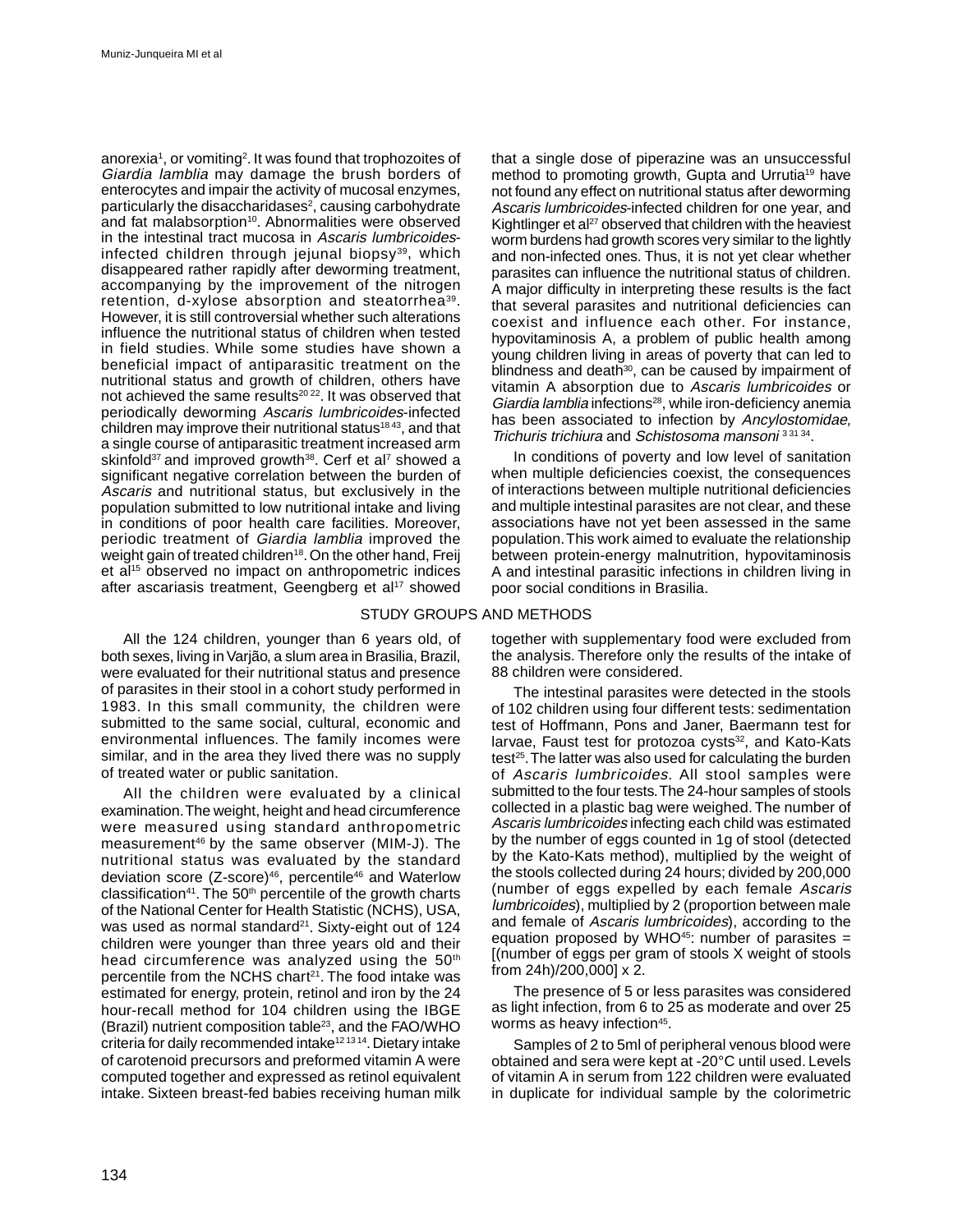anorexia[1], or vomiting[2]. It was found that trophozoites of *Giardia lamblia* may damage the brush borders of enterocytes and impair the activity of mucosal enzymes, particularly the disaccharidases[2], causing carbohydrate and fat malabsorption[10]. Abnormalities were observed in the intestinal tract mucosa in *Ascaris lumbricoides*-infected children through jejunal biopsy[39], which disappeared rather rapidly after deworming treatment, accompanying by the improvement of the nitrogen retention, d-xylose absorption and steatorrhea[39]. However, it is still controversial whether such alterations influence the nutritional status of children when tested in field studies. While some studies have shown a beneficial impact of antiparasitic treatment on the nutritional status and growth of children, others have not achieved the same results[20 22]. It was observed that periodically deworming *Ascaris lumbricoides*-infected children may improve their nutritional status[18 43], and that a single course of antiparasitic treatment increased arm skinfold[37] and improved growth[38]. Cerf et al[7] showed a significant negative correlation between the burden of *Ascaris* and nutritional status, but exclusively in the population submitted to low nutritional intake and living in conditions of poor health care facilities. Moreover, periodic treatment of *Giardia lamblia* improved the weight gain of treated children[18]. On the other hand, Freij et al[15] observed no impact on anthropometric indices after ascariasis treatment, Geengberg et al[17] showed that a single dose of piperazine was an unsuccessful method to promoting growth, Gupta and Urrutia[19] have not found any effect on nutritional status after deworming *Ascaris lumbricoides*-infected children for one year, and Kightlinger et al[27] observed that children with the heaviest worm burdens had growth scores very similar to the lightly and non-infected ones. Thus, it is not yet clear whether parasites can influence the nutritional status of children. A major difficulty in interpreting these results is the fact that several parasites and nutritional deficiencies can coexist and influence each other. For instance, hypovitaminosis A, a problem of public health among young children living in areas of poverty that can led to blindness and death[30], can be caused by impairment of vitamin A absorption due to *Ascaris lumbricoides* or *Giardia lamblia* infections[28], while iron-deficiency anemia has been associated to infection by *Ancylostomidae, Trichuris trichiura* and *Schistosoma mansoni* [3 31 34].

In conditions of poverty and low level of sanitation when multiple deficiencies coexist, the consequences of interactions between multiple nutritional deficiencies and multiple intestinal parasites are not clear, and these associations have not yet been assessed in the same population. This work aimed to evaluate the relationship between protein-energy malnutrition, hypovitaminosis A and intestinal parasitic infections in children living in poor social conditions in Brasilia.

## STUDY GROUPS AND METHODS

All the 124 children, younger than 6 years old, of both sexes, living in Varjão, a slum area in Brasilia, Brazil, were evaluated for their nutritional status and presence of parasites in their stool in a cohort study performed in 1983. In this small community, the children were submitted to the same social, cultural, economic and environmental influences. The family incomes were similar, and in the area they lived there was no supply of treated water or public sanitation.

All the children were evaluated by a clinical examination. The weight, height and head circumference were measured using standard anthropometric measurement[46] by the same observer (MIM-J). The nutritional status was evaluated by the standard deviation score (Z-score)[46], percentile[46] and Waterlow classification[41]. The 50th percentile of the growth charts of the National Center for Health Statistic (NCHS), USA, was used as normal standard[21]. Sixty-eight out of 124 children were younger than three years old and their head circumference was analyzed using the 50th percentile from the NCHS chart[21]. The food intake was estimated for energy, protein, retinol and iron by the 24 hour-recall method for 104 children using the IBGE (Brazil) nutrient composition table[23], and the FAO/WHO criteria for daily recommended intake[12 13 14]. Dietary intake of carotenoid precursors and preformed vitamin A were computed together and expressed as retinol equivalent intake. Sixteen breast-fed babies receiving human milk together with supplementary food were excluded from the analysis. Therefore only the results of the intake of 88 children were considered.

The intestinal parasites were detected in the stools of 102 children using four different tests: sedimentation test of Hoffmann, Pons and Janer, Baermann test for larvae, Faust test for protozoa cysts[32], and Kato-Kats test[25]. The latter was also used for calculating the burden of *Ascaris lumbricoides*. All stool samples were submitted to the four tests. The 24-hour samples of stools collected in a plastic bag were weighed. The number of *Ascaris lumbricoides* infecting each child was estimated by the number of eggs counted in 1g of stool (detected by the Kato-Kats method), multiplied by the weight of the stools collected during 24 hours; divided by 200,000 (number of eggs expelled by each female *Ascaris lumbricoides*), multiplied by 2 (proportion between male and female of *Ascaris lumbricoides*), according to the equation proposed by WHO[45]: number of parasites = [(number of eggs per gram of stools X weight of stools from 24h)/200,000] x 2.

The presence of 5 or less parasites was considered as light infection, from 6 to 25 as moderate and over 25 worms as heavy infection[45].

Samples of 2 to 5ml of peripheral venous blood were obtained and sera were kept at -20°C until used. Levels of vitamin A in serum from 122 children were evaluated in duplicate for individual sample by the colorimetric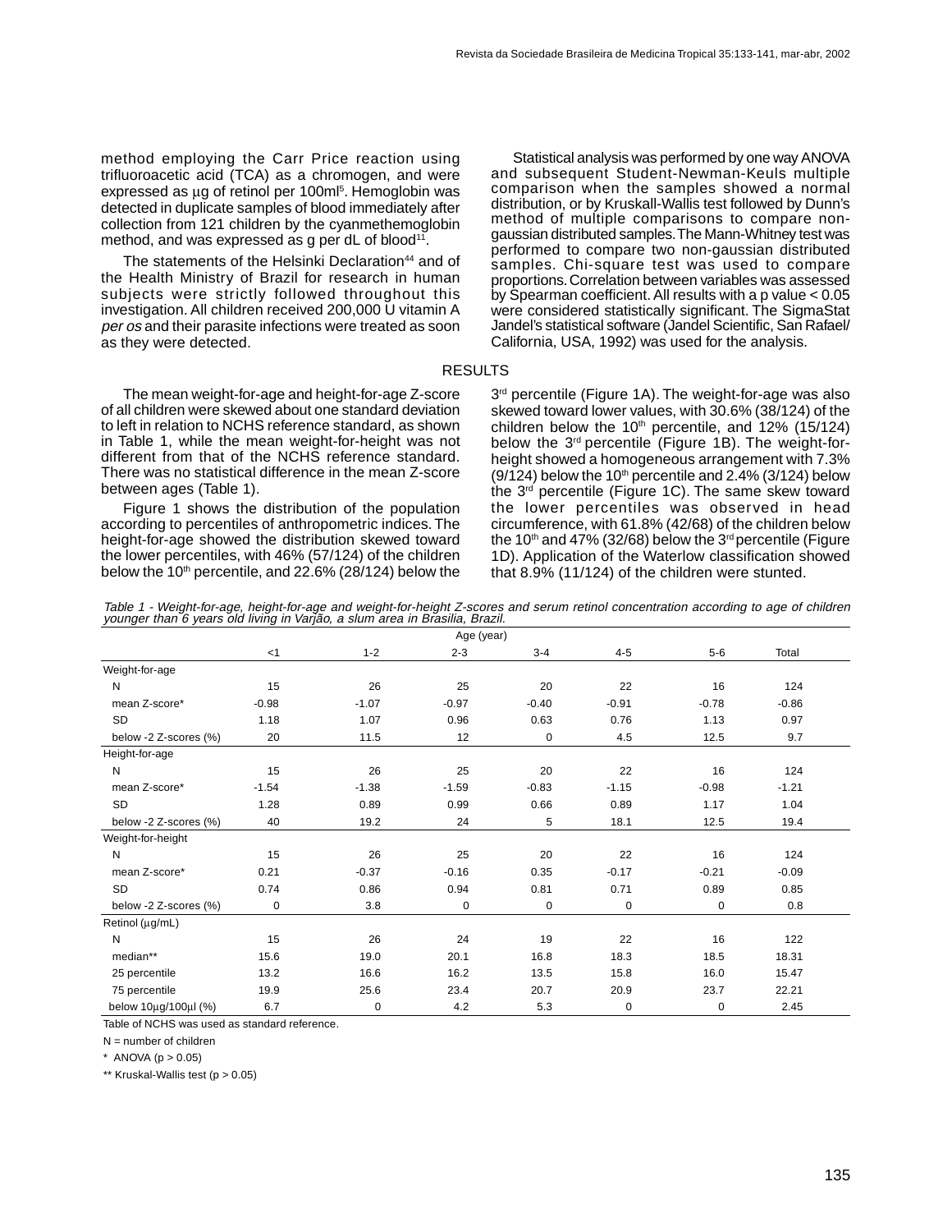method employing the Carr Price reaction using trifluoroacetic acid (TCA) as a chromogen, and were expressed as µg of retinol per 100ml[5]. Hemoglobin was detected in duplicate samples of blood immediately after collection from 121 children by the cyanmethemoglobin method, and was expressed as g per dL of blood[11].

The statements of the Helsinki Declaration[44] and of the Health Ministry of Brazil for research in human subjects were strictly followed throughout this investigation. All children received 200,000 U vitamin A *per os* and their parasite infections were treated as soon as they were detected.

Statistical analysis was performed by one way ANOVA and subsequent Student-Newman-Keuls multiple comparison when the samples showed a normal distribution, or by Kruskall-Wallis test followed by Dunn's method of multiple comparisons to compare non-gaussian distributed samples. The Mann-Whitney test was performed to compare two non-gaussian distributed samples. Chi-square test was used to compare proportions. Correlation between variables was assessed by Spearman coefficient. All results with a p value < 0.05 were considered statistically significant. The SigmaStat Jandel's statistical software (Jandel Scientific, San Rafael/ California, USA, 1992) was used for the analysis.

## RESULTS

The mean weight-for-age and height-for-age Z-score of all children were skewed about one standard deviation to left in relation to NCHS reference standard, as shown in Table 1, while the mean weight-for-height was not different from that of the NCHS reference standard. There was no statistical difference in the mean Z-score between ages (Table 1).

Figure 1 shows the distribution of the population according to percentiles of anthropometric indices. The height-for-age showed the distribution skewed toward the lower percentiles, with 46% (57/124) of the children below the 10th percentile, and 22.6% (28/124) below the 3rd percentile (Figure 1A). The weight-for-age was also skewed toward lower values, with 30.6% (38/124) of the children below the 10th percentile, and 12% (15/124) below the 3rd percentile (Figure 1B). The weight-for-height showed a homogeneous arrangement with 7.3% (9/124) below the 10th percentile and 2.4% (3/124) below the 3rd percentile (Figure 1C). The same skew toward the lower percentiles was observed in head circumference, with 61.8% (42/68) of the children below the 10th and 47% (32/68) below the 3rd percentile (Figure 1D). Application of the Waterlow classification showed that 8.9% (11/124) of the children were stunted.

*Table 1 - Weight-for-age, height-for-age and weight-for-height Z-scores and serum retinol concentration according to age of children younger than 6 years old living in Varjão, a slum area in Brasília, Brazil.*

| | Age (year) | | | | | | |
|---|---|---|---|---|---|---|---|
| | <1 | 1-2 | 2-3 | 3-4 | 4-5 | 5-6 | Total |
| Weight-for-age | | | | | | | |
| N | 15 | 26 | 25 | 20 | 22 | 16 | 124 |
| mean Z-score* | -0.98 | -1.07 | -0.97 | -0.40 | -0.91 | -0.78 | -0.86 |
| SD | 1.18 | 1.07 | 0.96 | 0.63 | 0.76 | 1.13 | 0.97 |
| below -2 Z-scores (%) | 20 | 11.5 | 12 | 0 | 4.5 | 12.5 | 9.7 |
| Height-for-age | | | | | | | |
| N | 15 | 26 | 25 | 20 | 22 | 16 | 124 |
| mean Z-score* | -1.54 | -1.38 | -1.59 | -0.83 | -1.15 | -0.98 | -1.21 |
| SD | 1.28 | 0.89 | 0.99 | 0.66 | 0.89 | 1.17 | 1.04 |
| below -2 Z-scores (%) | 40 | 19.2 | 24 | 5 | 18.1 | 12.5 | 19.4 |
| Weight-for-height | | | | | | | |
| N | 15 | 26 | 25 | 20 | 22 | 16 | 124 |
| mean Z-score* | 0.21 | -0.37 | -0.16 | 0.35 | -0.17 | -0.21 | -0.09 |
| SD | 0.74 | 0.86 | 0.94 | 0.81 | 0.71 | 0.89 | 0.85 |
| below -2 Z-scores (%) | 0 | 3.8 | 0 | 0 | 0 | 0 | 0.8 |
| Retinol (µg/mL) | | | | | | | |
| N | 15 | 26 | 24 | 19 | 22 | 16 | 122 |
| median** | 15.6 | 19.0 | 20.1 | 16.8 | 18.3 | 18.5 | 18.31 |
| 25 percentile | 13.2 | 16.6 | 16.2 | 13.5 | 15.8 | 16.0 | 15.47 |
| 75 percentile | 19.9 | 25.6 | 23.4 | 20.7 | 20.9 | 23.7 | 22.21 |
| below 10µg/100µl (%) | 6.7 | 0 | 4.2 | 5.3 | 0 | 0 | 2.45 |

Table of NCHS was used as standard reference.

N = number of children

\* ANOVA ($p > 0.05$)

** Kruskal-Wallis test ($p > 0.05$)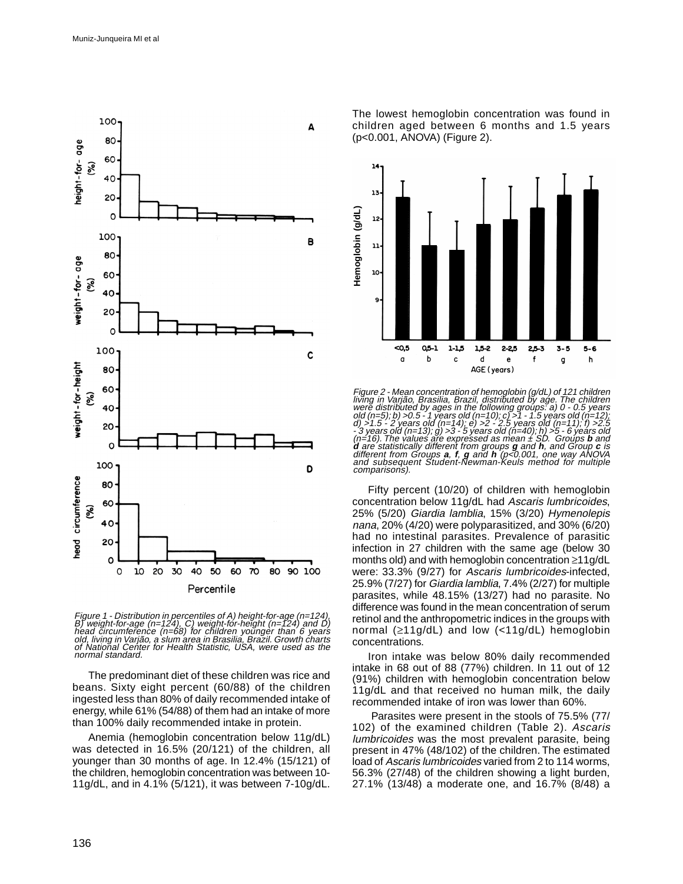Figure 1 - Distribution in percentiles of A) height-for-age (n=124), B) weight-for-age (n=124), C) weight-for-height (n=124) and D) head circumference (n=68) for children younger than 6 years old, living in Varjão, a slum area in Brasília, Brazil. Growth charts of National Center for Health Statistic, USA, were used as the normal standard.

The predominant diet of these children was rice and beans. Sixty eight percent (60/88) of the children ingested less than 80% of daily recommended intake of energy, while 61% (54/88) of them had an intake of more than 100% daily recommended intake in protein.

Anemia (hemoglobin concentration below 11g/dL) was detected in 16.5% (20/121) of the children, all younger than 30 months of age. In 12.4% (15/121) of the children, hemoglobin concentration was between 10-11g/dL, and in 4.1% (5/121), it was between 7-10g/dL. The lowest hemoglobin concentration was found in children aged between 6 months and 1.5 years ($p<0.001$, ANOVA) (Figure 2).

Figure 2 - Mean concentration of hemoglobin (g/dL) of 121 children living in Varjão, Brasília, Brazil, distributed by age. The children were distributed by ages in the following groups: a) 0 - 0.5 years old (n=5); b) >0.5 - 1 years old (n=10); c) >1 - 1.5 years old (n=12); d) >1.5 - 2 years old (n=14); e) >2 - 2.5 years old (n=11); f) >2.5 - 3 years old (n=13); g) >3 - 5 years old (n=40); h) >5 - 6 years old (n=16). The values are expressed as mean ± SD. Groups **b** and **d** are statistically different from groups **g** and **h**, and Group **c** is different from Groups **a**, **f**, **g** and **h** ($p<0.001$, one way ANOVA and subsequent Student-Newman-Keuls method for multiple comparisons).

Fifty percent (10/20) of children with hemoglobin concentration below 11g/dL had *Ascaris lumbricoides*, 25% (5/20) *Giardia lamblia*, 15% (3/20) *Hymenolepis nana*, 20% (4/20) were polyparasitized, and 30% (6/20) had no intestinal parasites. Prevalence of parasitic infection in 27 children with the same age (below 30 months old) and with hemoglobin concentration ≥11g/dL were: 33.3% (9/27) for *Ascaris lumbricoides*-infected, 25.9% (7/27) for *Giardia lamblia*, 7.4% (2/27) for multiple parasites, while 48.15% (13/27) had no parasite. No difference was found in the mean concentration of serum retinol and the anthropometric indices in the groups with normal (≥11g/dL) and low (<11g/dL) hemoglobin concentrations.

Iron intake was below 80% daily recommended intake in 68 out of 88 (77%) children. In 11 out of 12 (91%) children with hemoglobin concentration below 11g/dL and that received no human milk, the daily recommended intake of iron was lower than 60%.

Parasites were present in the stools of 75.5% (77/102) of the examined children (Table 2). *Ascaris lumbricoides* was the most prevalent parasite, being present in 47% (48/102) of the children. The estimated load of *Ascaris lumbricoides* varied from 2 to 114 worms, 56.3% (27/48) of the children showing a light burden, 27.1% (13/48) a moderate one, and 16.7% (8/48) a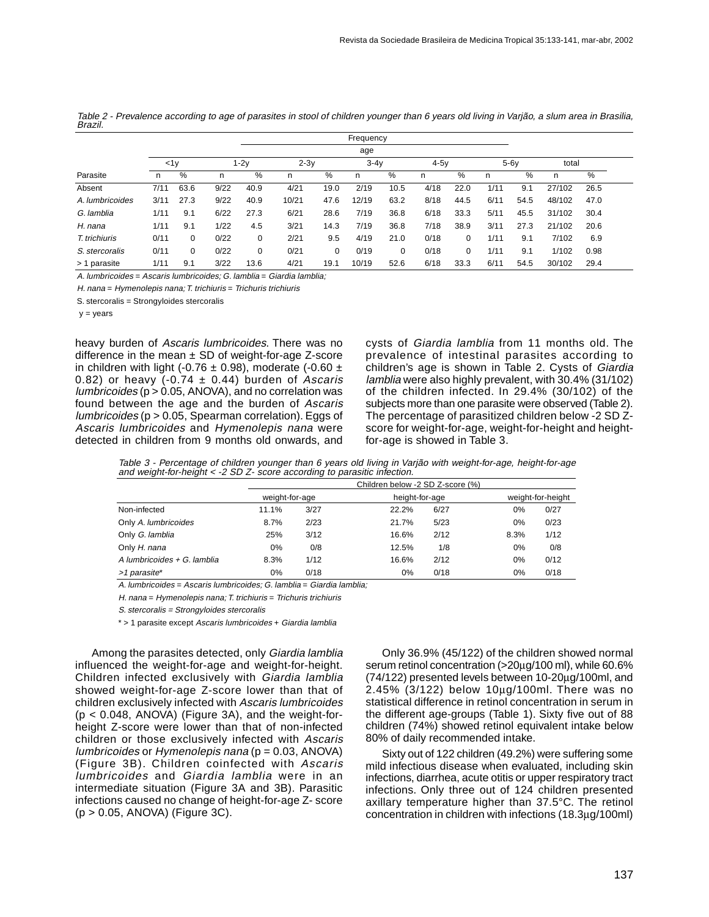*Table 2 - Prevalence according to age of parasites in stool of children younger than 6 years old living in Varjão, a slum area in Brasilia, Brazil.*

| Parasite | Frequency | | | | | | | | | | | | | |
|---|---|---|---|---|---|---|---|---|---|---|---|---|---|---|
| | age | | | | | | | | | | | | | |
| | <1y | | 1-2y | | 2-3y | | 3-4y | | 4-5y | | 5-6y | | total | |
| | n | % | n | % | n | % | n | % | n | % | n | % | n | % |
| Absent | 7/11 | 63.6 | 9/22 | 40.9 | 4/21 | 19.0 | 2/19 | 10.5 | 4/18 | 22.0 | 1/11 | 9.1 | 27/102 | 26.5 |
| *A. lumbricoides* | 3/11 | 27.3 | 9/22 | 40.9 | 10/21 | 47.6 | 12/19 | 63.2 | 8/18 | 44.5 | 6/11 | 54.5 | 48/102 | 47.0 |
| *G. lamblia* | 1/11 | 9.1 | 6/22 | 27.3 | 6/21 | 28.6 | 7/19 | 36.8 | 6/18 | 33.3 | 5/11 | 45.5 | 31/102 | 30.4 |
| *H. nana* | 1/11 | 9.1 | 1/22 | 4.5 | 3/21 | 14.3 | 7/19 | 36.8 | 7/18 | 38.9 | 3/11 | 27.3 | 21/102 | 20.6 |
| *T. trichiuris* | 0/11 | 0 | 0/22 | 0 | 2/21 | 9.5 | 4/19 | 21.0 | 0/18 | 0 | 1/11 | 9.1 | 7/102 | 6.9 |
| *S. stercoralis* | 0/11 | 0 | 0/22 | 0 | 0/21 | 0 | 0/19 | 0 | 0/18 | 0 | 1/11 | 9.1 | 1/102 | 0.98 |
| > 1 parasite | 1/11 | 9.1 | 3/22 | 13.6 | 4/21 | 19.1 | 10/19 | 52.6 | 6/18 | 33.3 | 6/11 | 54.5 | 30/102 | 29.4 |

*A. lumbricoides = Ascaris lumbricoides; G. lamblia = Giardia lamblia;*

*H. nana = Hymenolepis nana; T. trichiuris = Trichuris trichiuris*

S. stercoralis = Strongyloides stercoralis

y = years

heavy burden of *Ascaris lumbricoides*. There was no difference in the mean ± SD of weight-for-age Z-score in children with light (-0.76 ± 0.98), moderate (-0.60 ± 0.82) or heavy (-0.74 ± 0.44) burden of *Ascaris lumbricoides* ($p > 0.05$, ANOVA), and no correlation was found between the age and the burden of *Ascaris lumbricoides* ($p > 0.05$, Spearman correlation). Eggs of *Ascaris lumbricoides* and *Hymenolepis nana* were detected in children from 9 months old onwards, and cysts of *Giardia lamblia* from 11 months old. The prevalence of intestinal parasites according to children's age is shown in Table 2. Cysts of *Giardia lamblia* were also highly prevalent, with 30.4% (31/102) of the children infected. In 29.4% (30/102) of the subjects more than one parasite were observed (Table 2). The percentage of parasitized children below -2 SD Z-score for weight-for-age, weight-for-height and height-for-age is showed in Table 3.

*Table 3 - Percentage of children younger than 6 years old living in Varjão with weight-for-age, height-for-age and weight-for-height < -2 SD Z- score according to parasitic infection.*

| | Children below -2 SD Z-score (%) | | | | | |
|---|---|---|---|---|---|---|
| | weight-for-age | | height-for-age | | weight-for-height | |
| Non-infected | 11.1% | 3/27 | 22.2% | 6/27 | 0% | 0/27 |
| Only *A. lumbricoides* | 8.7% | 2/23 | 21.7% | 5/23 | 0% | 0/23 |
| Only *G. lamblia* | 25% | 3/12 | 16.6% | 2/12 | 8.3% | 1/12 |
| Only *H. nana* | 0% | 0/8 | 12.5% | 1/8 | 0% | 0/8 |
| *A lumbricoides + G. lamblia* | 8.3% | 1/12 | 16.6% | 2/12 | 0% | 0/12 |
| *>1 parasite** | 0% | 0/18 | 0% | 0/18 | 0% | 0/18 |

*A. lumbricoides = Ascaris lumbricoides; G. lamblia = Giardia lamblia;*

*H. nana = Hymenolepis nana; T. trichiuris = Trichuris trichiuris*

*S. stercoralis = Strongyloides stercoralis*

\* > 1 parasite except *Ascaris lumbricoides + Giardia lamblia*

Among the parasites detected, only *Giardia lamblia* influenced the weight-for-age and weight-for-height. Children infected exclusively with *Giardia lamblia* showed weight-for-age Z-score lower than that of children exclusively infected with *Ascaris lumbricoides* ($p < 0.048$, ANOVA) (Figure 3A), and the weight-for-height Z-score were lower than that of non-infected children or those exclusively infected with *Ascaris lumbricoides* or *Hymenolepis nana* ($p = 0.03$, ANOVA) (Figure 3B). Children coinfected with *Ascaris lumbricoides* and *Giardia lamblia* were in an intermediate situation (Figure 3A and 3B). Parasitic infections caused no change of height-for-age Z- score ($p > 0.05$, ANOVA) (Figure 3C).

Only 36.9% (45/122) of the children showed normal serum retinol concentration (>20µg/100 ml), while 60.6% (74/122) presented levels between 10-20µg/100ml, and 2.45% (3/122) below 10µg/100ml. There was no statistical difference in retinol concentration in serum in the different age-groups (Table 1). Sixty five out of 88 children (74%) showed retinol equivalent intake below 80% of daily recommended intake.

Sixty out of 122 children (49.2%) were suffering some mild infectious disease when evaluated, including skin infections, diarrhea, acute otitis or upper respiratory tract infections. Only three out of 124 children presented axillary temperature higher than 37.5°C. The retinol concentration in children with infections (18.3µg/100ml)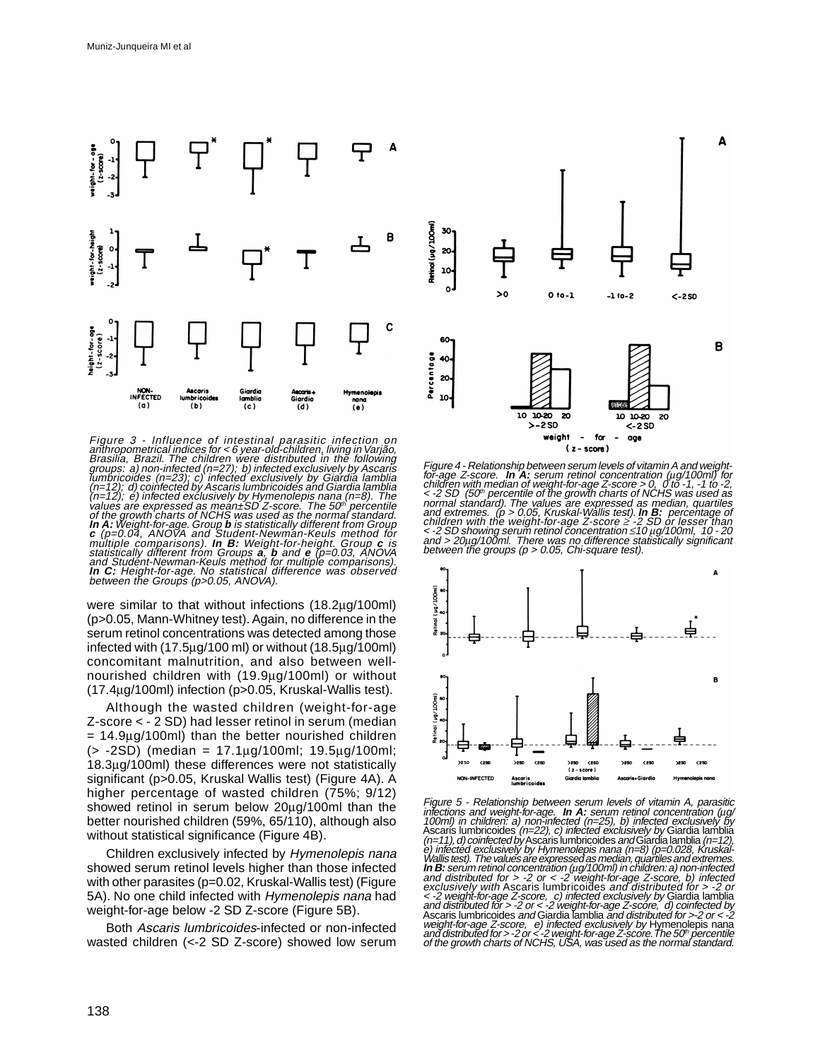*Figure 3 - Influence of intestinal parasitic infection on anthropometrical indices for < 6 year-old-children, living in Varjão, Brasilia, Brazil. The children were distributed in the following groups: a) non-infected (n=27); b) infected exclusively by Ascaris lumbricoides (n=23); c) infected exclusively by Giardia lamblia (n=12); d) coinfected by Ascaris lumbricoides and Giardia lamblia (n=12); e) infected exclusively by Hymenolepis nana (n=8). The values are expressed as mean±SD Z-score. The 50th percentile of the growth charts of NCHS was used as the normal standard. **In A:** Weight-for-age. Group **b** is statistically different from Group **c** (p=0.04, ANOVA and Student-Newman-Keuls method for multiple comparisons). **In B:** Weight-for-height. Group **c** is statistically different from Groups **a**, **b** and **e** (p=0.03, ANOVA and Student-Newman-Keuls method for multiple comparisons). **In C:** Height-for-age. No statistical difference was observed between the Groups (p>0.05, ANOVA).*

were similar to that without infections (18.2μg/100ml) (p>0.05, Mann-Whitney test). Again, no difference in the serum retinol concentrations was detected among those infected with (17.5μg/100 ml) or without (18.5μg/100ml) concomitant malnutrition, and also between well-nourished children with (19.9μg/100ml) or without (17.4μg/100ml) infection (p>0.05, Kruskal-Wallis test).

Although the wasted children (weight-for-age Z-score < - 2 SD) had lesser retinol in serum (median = 14.9μg/100ml) than the better nourished children (> -2SD) (median = 17.1μg/100ml; 19.5μg/100ml; 18.3μg/100ml) these differences were not statistically significant (p>0.05, Kruskal Wallis test) (Figure 4A). A higher percentage of wasted children (75%; 9/12) showed retinol in serum below 20μg/100ml than the better nourished children (59%, 65/110), although also without statistical significance (Figure 4B).

Children exclusively infected by *Hymenolepis nana* showed serum retinol levels higher than those infected with other parasites (p=0.02, Kruskal-Wallis test) (Figure 5A). No one child infected with *Hymenolepis nana* had weight-for-age below -2 SD Z-score (Figure 5B).

Both *Ascaris lumbricoides*-infected or non-infected wasted children (<-2 SD Z-score) showed low serum

*Figure 4 - Relationship between serum levels of vitamin A and weight-for-age Z-score. **In A:** serum retinol concentration (μg/100ml) for children with median of weight-for-age Z-score > 0, 0 to -1, -1 to -2, < -2 SD (50th percentile of the growth charts of NCHS was used as normal standard). The values are expressed as median, quartiles and extremes. (p > 0.05, Kruskal-Wallis test). **In B:** percentage of children with the weight-for-age Z-score ≥ -2 SD or lesser than < -2 SD showing serum retinol concentration ≤10 μg/100ml, 10 - 20 and > 20μg/100ml. There was no difference statistically significant between the groups (p > 0.05, Chi-square test).*

*Figure 5 - Relationship between serum levels of vitamin A, parasitic infections and weight-for-age. **In A:** serum retinol concentration (μg/100ml) in children: a) non-infected (n=25), b) infected exclusively by* Ascaris lumbricoides *(n=22), c) infected exclusively by* Giardia lamblia *(n=11), d) coinfected by* Ascaris lumbricoides *and* Giardia lamblia *(n=12), e) infected exclusively by Hymenolepis nana (n=8) (p=0.028, Kruskal-Wallis test). The values are expressed as median, quartiles and extremes. **In B:** serum retinol concentration (μg/100ml) in children: a) non-infected and distributed for > -2 or < -2 weight-for-age Z-score, b) infected exclusively with* Ascaris lumbricoides *and distributed for > -2 or < -2 weight-for-age Z-score, c) infected exclusively by* Giardia lamblia *and distributed for > -2 or < -2 weight-for-age Z-score, d) coinfected by* Ascaris lumbricoides *and* Giardia lamblia *and distributed for >-2 or < -2 weight-for-age Z-score, e) infected exclusively by* Hymenolepis nana *and distributed for > -2 or < -2 weight-for-age Z-score. The 50th percentile of the growth charts of NCHS, USA, was used as the normal standard.*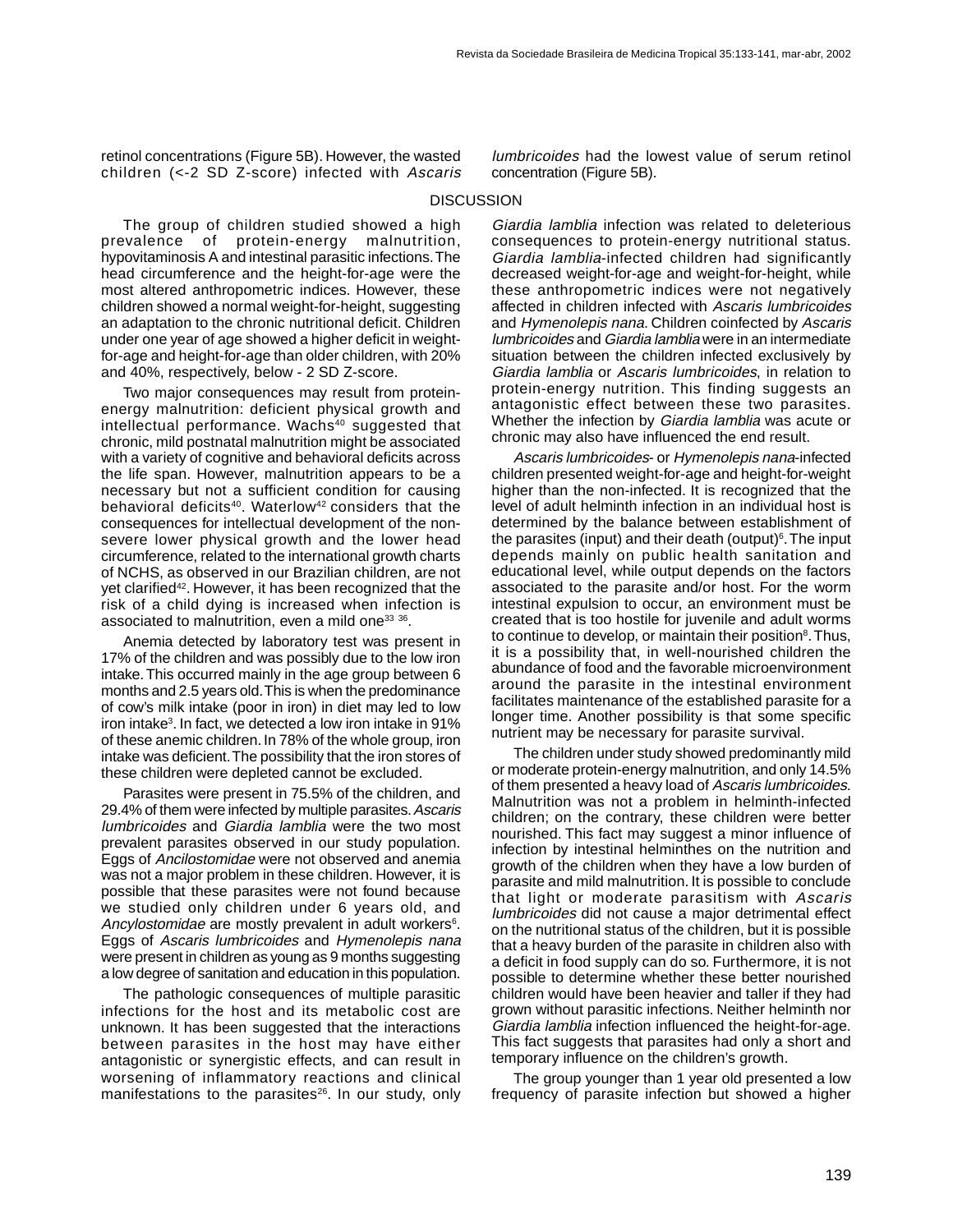retinol concentrations (Figure 5B). However, the wasted children (<-2 SD Z-score) infected with *Ascaris lumbricoides* had the lowest value of serum retinol concentration (Figure 5B).

## DISCUSSION

The group of children studied showed a high prevalence of protein-energy malnutrition, hypovitaminosis A and intestinal parasitic infections. The head circumference and the height-for-age were the most altered anthropometric indices. However, these children showed a normal weight-for-height, suggesting an adaptation to the chronic nutritional deficit. Children under one year of age showed a higher deficit in weight-for-age and height-for-age than older children, with 20% and 40%, respectively, below - 2 SD Z-score.

Two major consequences may result from protein-energy malnutrition: deficient physical growth and intellectual performance. Wachs[40] suggested that chronic, mild postnatal malnutrition might be associated with a variety of cognitive and behavioral deficits across the life span. However, malnutrition appears to be a necessary but not a sufficient condition for causing behavioral deficits[40]. Waterlow[42] considers that the consequences for intellectual development of the non-severe lower physical growth and the lower head circumference, related to the international growth charts of NCHS, as observed in our Brazilian children, are not yet clarified[42]. However, it has been recognized that the risk of a child dying is increased when infection is associated to malnutrition, even a mild one[33 36].

Anemia detected by laboratory test was present in 17% of the children and was possibly due to the low iron intake. This occurred mainly in the age group between 6 months and 2.5 years old. This is when the predominance of cow's milk intake (poor in iron) in diet may led to low iron intake[3]. In fact, we detected a low iron intake in 91% of these anemic children. In 78% of the whole group, iron intake was deficient. The possibility that the iron stores of these children were depleted cannot be excluded.

Parasites were present in 75.5% of the children, and 29.4% of them were infected by multiple parasites. *Ascaris lumbricoides* and *Giardia lamblia* were the two most prevalent parasites observed in our study population. Eggs of *Ancilostomidae* were not observed and anemia was not a major problem in these children. However, it is possible that these parasites were not found because we studied only children under 6 years old, and *Ancylostomidae* are mostly prevalent in adult workers[6]. Eggs of *Ascaris lumbricoides* and *Hymenolepis nana* were present in children as young as 9 months suggesting a low degree of sanitation and education in this population.

The pathologic consequences of multiple parasitic infections for the host and its metabolic cost are unknown. It has been suggested that the interactions between parasites in the host may have either antagonistic or synergistic effects, and can result in worsening of inflammatory reactions and clinical manifestations to the parasites[26]. In our study, only *Giardia lamblia* infection was related to deleterious consequences to protein-energy nutritional status. *Giardia lamblia*-infected children had significantly decreased weight-for-age and weight-for-height, while these anthropometric indices were not negatively affected in children infected with *Ascaris lumbricoides* and *Hymenolepis nana*. Children coinfected by *Ascaris lumbricoides* and *Giardia lamblia* were in an intermediate situation between the children infected exclusively by *Giardia lamblia* or *Ascaris lumbricoides*, in relation to protein-energy nutrition. This finding suggests an antagonistic effect between these two parasites. Whether the infection by *Giardia lamblia* was acute or chronic may also have influenced the end result.

*Ascaris lumbricoides*- or *Hymenolepis nana*-infected children presented weight-for-age and height-for-weight higher than the non-infected. It is recognized that the level of adult helminth infection in an individual host is determined by the balance between establishment of the parasites (input) and their death (output)[6]. The input depends mainly on public health sanitation and educational level, while output depends on the factors associated to the parasite and/or host. For the worm intestinal expulsion to occur, an environment must be created that is too hostile for juvenile and adult worms to continue to develop, or maintain their position[8]. Thus, it is a possibility that, in well-nourished children the abundance of food and the favorable microenvironment around the parasite in the intestinal environment facilitates maintenance of the established parasite for a longer time. Another possibility is that some specific nutrient may be necessary for parasite survival.

The children under study showed predominantly mild or moderate protein-energy malnutrition, and only 14.5% of them presented a heavy load of *Ascaris lumbricoides.* Malnutrition was not a problem in helminth-infected children; on the contrary, these children were better nourished. This fact may suggest a minor influence of infection by intestinal helminthes on the nutrition and growth of the children when they have a low burden of parasite and mild malnutrition. It is possible to conclude that light or moderate parasitism with *Ascaris lumbricoides* did not cause a major detrimental effect on the nutritional status of the children, but it is possible that a heavy burden of the parasite in children also with a deficit in food supply can do so. Furthermore, it is not possible to determine whether these better nourished children would have been heavier and taller if they had grown without parasitic infections. Neither helminth nor *Giardia lamblia* infection influenced the height-for-age. This fact suggests that parasites had only a short and temporary influence on the children's growth.

The group younger than 1 year old presented a low frequency of parasite infection but showed a higher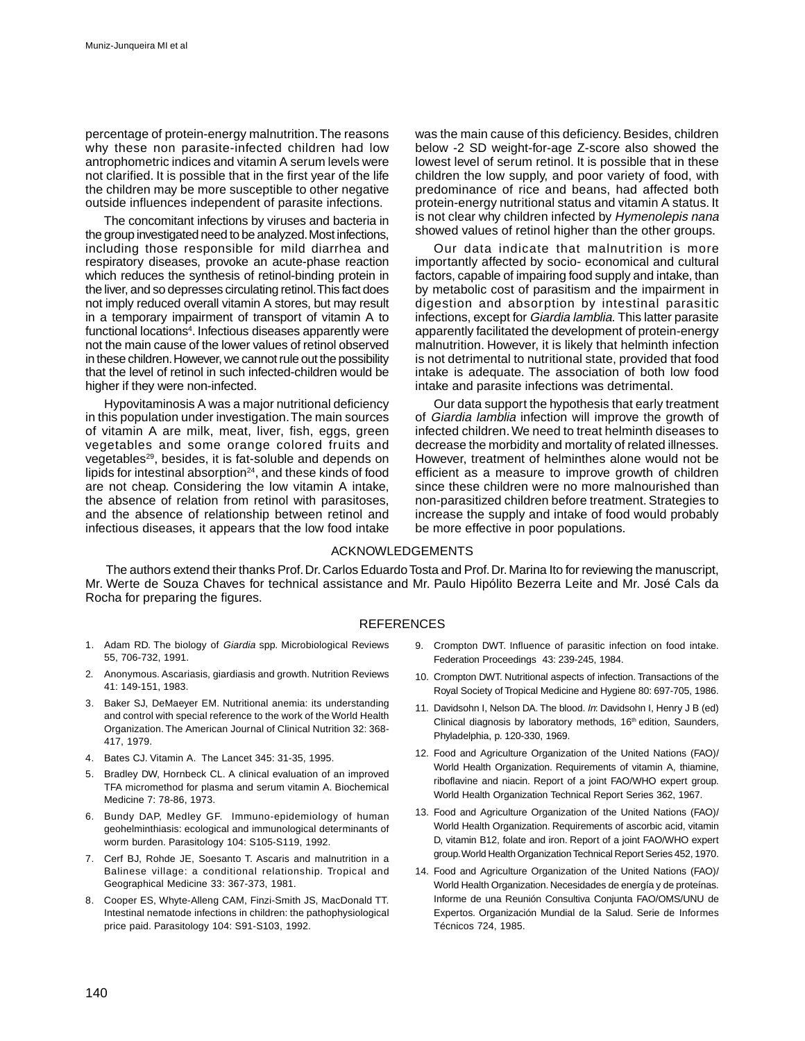percentage of protein-energy malnutrition. The reasons why these non parasite-infected children had low antrophometric indices and vitamin A serum levels were not clarified. It is possible that in the first year of the life the children may be more susceptible to other negative outside influences independent of parasite infections.

The concomitant infections by viruses and bacteria in the group investigated need to be analyzed. Most infections, including those responsible for mild diarrhea and respiratory diseases, provoke an acute-phase reaction which reduces the synthesis of retinol-binding protein in the liver, and so depresses circulating retinol. This fact does not imply reduced overall vitamin A stores, but may result in a temporary impairment of transport of vitamin A to functional locations[4]. Infectious diseases apparently were not the main cause of the lower values of retinol observed in these children. However, we cannot rule out the possibility that the level of retinol in such infected-children would be higher if they were non-infected.

Hypovitaminosis A was a major nutritional deficiency in this population under investigation. The main sources of vitamin A are milk, meat, liver, fish, eggs, green vegetables and some orange colored fruits and vegetables[29], besides, it is fat-soluble and depends on lipids for intestinal absorption[24], and these kinds of food are not cheap. Considering the low vitamin A intake, the absence of relation from retinol with parasitoses, and the absence of relationship between retinol and infectious diseases, it appears that the low food intake was the main cause of this deficiency. Besides, children below -2 SD weight-for-age Z-score also showed the lowest level of serum retinol. It is possible that in these children the low supply, and poor variety of food, with predominance of rice and beans, had affected both protein-energy nutritional status and vitamin A status. It is not clear why children infected by *Hymenolepis nana* showed values of retinol higher than the other groups.

Our data indicate that malnutrition is more importantly affected by socio- economical and cultural factors, capable of impairing food supply and intake, than by metabolic cost of parasitism and the impairment in digestion and absorption by intestinal parasitic infections, except for *Giardia lamblia*. This latter parasite apparently facilitated the development of protein-energy malnutrition. However, it is likely that helminth infection is not detrimental to nutritional state, provided that food intake is adequate. The association of both low food intake and parasite infections was detrimental.

Our data support the hypothesis that early treatment of *Giardia lamblia* infection will improve the growth of infected children. We need to treat helminth diseases to decrease the morbidity and mortality of related illnesses. However, treatment of helminthes alone would not be efficient as a measure to improve growth of children since these children were no more malnourished than non-parasitized children before treatment. Strategies to increase the supply and intake of food would probably be more effective in poor populations.

## ACKNOWLEDGEMENTS

The authors extend their thanks Prof. Dr. Carlos Eduardo Tosta and Prof. Dr. Marina Ito for reviewing the manuscript, Mr. Werte de Souza Chaves for technical assistance and Mr. Paulo Hipólito Bezerra Leite and Mr. José Cals da Rocha for preparing the figures.

## REFERENCES

1. Adam RD. The biology of *Giardia* spp. Microbiological Reviews 55, 706-732, 1991.
2. Anonymous. Ascariasis, giardiasis and growth. Nutrition Reviews 41: 149-151, 1983.
3. Baker SJ, DeMaeyer EM. Nutritional anemia: its understanding and control with special reference to the work of the World Health Organization. The American Journal of Clinical Nutrition 32: 368-417, 1979.
4. Bates CJ. Vitamin A. The Lancet 345: 31-35, 1995.
5. Bradley DW, Hornbeck CL. A clinical evaluation of an improved TFA micromethod for plasma and serum vitamin A. Biochemical Medicine 7: 78-86, 1973.
6. Bundy DAP, Medley GF. Immuno-epidemiology of human geohelminthiasis: ecological and immunological determinants of worm burden. Parasitology 104: S105-S119, 1992.
7. Cerf BJ, Rohde JE, Soesanto T. Ascaris and malnutrition in a Balinese village: a conditional relationship. Tropical and Geographical Medicine 33: 367-373, 1981.
8. Cooper ES, Whyte-Alleng CAM, Finzi-Smith JS, MacDonald TT. Intestinal nematode infections in children: the pathophysiological price paid. Parasitology 104: S91-S103, 1992.
9. Crompton DWT. Influence of parasitic infection on food intake. Federation Proceedings 43: 239-245, 1984.
10. Crompton DWT. Nutritional aspects of infection. Transactions of the Royal Society of Tropical Medicine and Hygiene 80: 697-705, 1986.
11. Davidsohn I, Nelson DA. The blood. *In*: Davidsohn I, Henry J B (ed) Clinical diagnosis by laboratory methods, 16th edition, Saunders, Phyladelphia, p. 120-330, 1969.
12. Food and Agriculture Organization of the United Nations (FAO)/ World Health Organization. Requirements of vitamin A, thiamine, riboflavine and niacin. Report of a joint FAO/WHO expert group. World Health Organization Technical Report Series 362, 1967.
13. Food and Agriculture Organization of the United Nations (FAO)/ World Health Organization. Requirements of ascorbic acid, vitamin D, vitamin B12, folate and iron. Report of a joint FAO/WHO expert group. World Health Organization Technical Report Series 452, 1970.
14. Food and Agriculture Organization of the United Nations (FAO)/ World Health Organization. Necesidades de energía y de proteínas. Informe de una Reunión Consultiva Conjunta FAO/OMS/UNU de Expertos. Organización Mundial de la Salud. Serie de Informes Técnicos 724, 1985.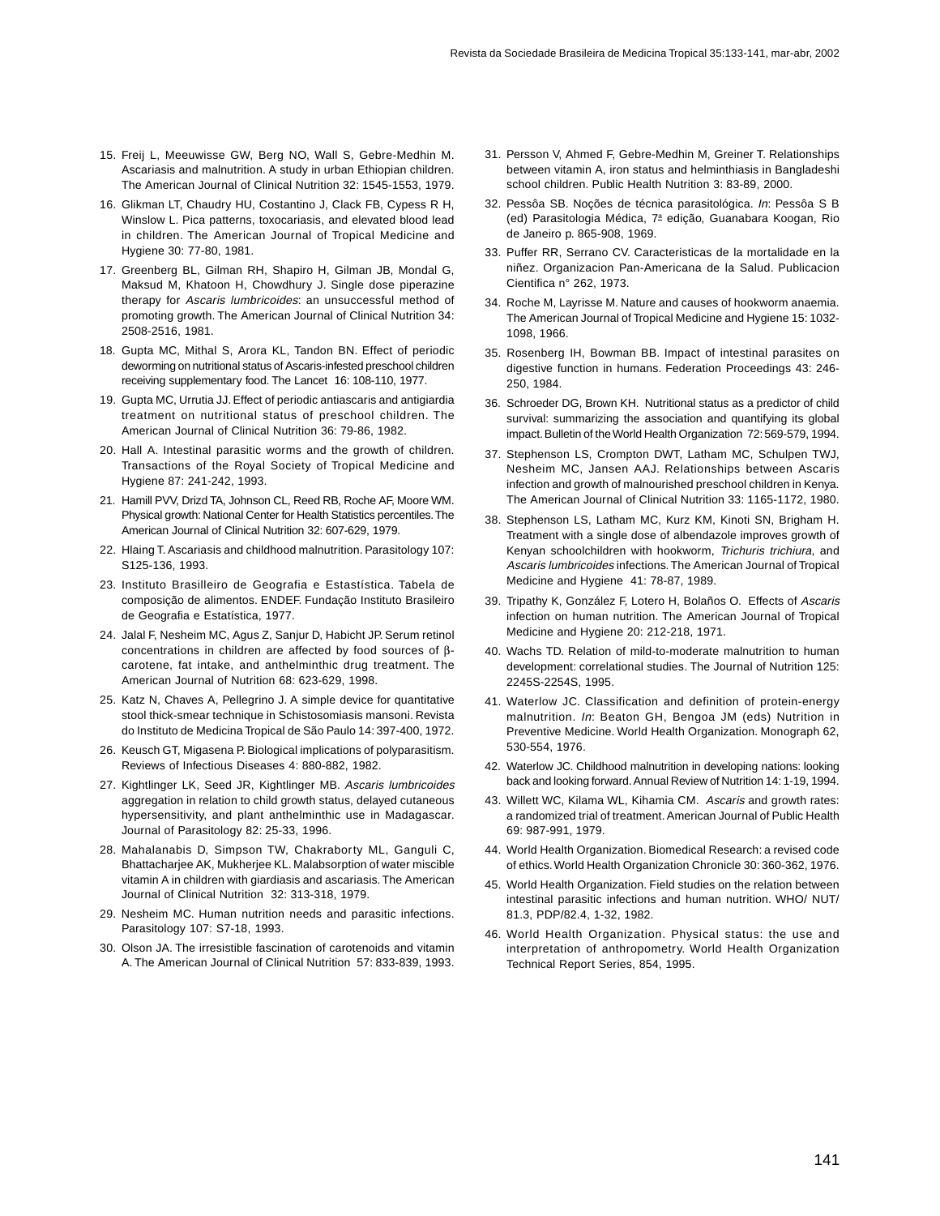15. Freij L, Meeuwisse GW, Berg NO, Wall S, Gebre-Medhin M. Ascariasis and malnutrition. A study in urban Ethiopian children. The American Journal of Clinical Nutrition 32: 1545-1553, 1979.
16. Glikman LT, Chaudry HU, Costantino J, Clack FB, Cypess R H, Winslow L. Pica patterns, toxocariasis, and elevated blood lead in children. The American Journal of Tropical Medicine and Hygiene 30: 77-80, 1981.
17. Greenberg BL, Gilman RH, Shapiro H, Gilman JB, Mondal G, Maksud M, Khatoon H, Chowdhury J. Single dose piperazine therapy for *Ascaris lumbricoides*: an unsuccessful method of promoting growth. The American Journal of Clinical Nutrition 34: 2508-2516, 1981.
18. Gupta MC, Mithal S, Arora KL, Tandon BN. Effect of periodic deworming on nutritional status of Ascaris-infested preschool children receiving supplementary food. The Lancet 16: 108-110, 1977.
19. Gupta MC, Urrutia JJ. Effect of periodic antiascaris and antigiardia treatment on nutritional status of preschool children. The American Journal of Clinical Nutrition 36: 79-86, 1982.
20. Hall A. Intestinal parasitic worms and the growth of children. Transactions of the Royal Society of Tropical Medicine and Hygiene 87: 241-242, 1993.
21. Hamill PVV, Drizd TA, Johnson CL, Reed RB, Roche AF, Moore WM. Physical growth: National Center for Health Statistics percentiles. The American Journal of Clinical Nutrition 32: 607-629, 1979.
22. Hlaing T. Ascariasis and childhood malnutrition. Parasitology 107: S125-136, 1993.
23. Instituto Brasilleiro de Geografia e Estastística. Tabela de composição de alimentos. ENDEF. Fundação Instituto Brasileiro de Geografia e Estatística, 1977.
24. Jalal F, Nesheim MC, Agus Z, Sanjur D, Habicht JP. Serum retinol concentrations in children are affected by food sources of β-carotene, fat intake, and anthelminthic drug treatment. The American Journal of Nutrition 68: 623-629, 1998.
25. Katz N, Chaves A, Pellegrino J. A simple device for quantitative stool thick-smear technique in Schistosomiasis mansoni. Revista do Instituto de Medicina Tropical de São Paulo 14: 397-400, 1972.
26. Keusch GT, Migasena P. Biological implications of polyparasitism. Reviews of Infectious Diseases 4: 880-882, 1982.
27. Kightlinger LK, Seed JR, Kightlinger MB. *Ascaris lumbricoides* aggregation in relation to child growth status, delayed cutaneous hypersensitivity, and plant anthelminthic use in Madagascar. Journal of Parasitology 82: 25-33, 1996.
28. Mahalanabis D, Simpson TW, Chakraborty ML, Ganguli C, Bhattacharjee AK, Mukherjee KL. Malabsorption of water miscible vitamin A in children with giardiasis and ascariasis. The American Journal of Clinical Nutrition 32: 313-318, 1979.
29. Nesheim MC. Human nutrition needs and parasitic infections. Parasitology 107: S7-18, 1993.
30. Olson JA. The irresistible fascination of carotenoids and vitamin A. The American Journal of Clinical Nutrition 57: 833-839, 1993.
31. Persson V, Ahmed F, Gebre-Medhin M, Greiner T. Relationships between vitamin A, iron status and helminthiasis in Bangladeshi school children. Public Health Nutrition 3: 83-89, 2000.
32. Pessôa SB. Noções de técnica parasitológica. *In*: Pessôa S B (ed) Parasitologia Médica, 7ª edição, Guanabara Koogan, Rio de Janeiro p. 865-908, 1969.
33. Puffer RR, Serrano CV. Caracteristicas de la mortalidade en la niñez. Organizacion Pan-Americana de la Salud. Publicacion Cientifica n° 262, 1973.
34. Roche M, Layrisse M. Nature and causes of hookworm anaemia. The American Journal of Tropical Medicine and Hygiene 15: 1032-1098, 1966.
35. Rosenberg IH, Bowman BB. Impact of intestinal parasites on digestive function in humans. Federation Proceedings 43: 246-250, 1984.
36. Schroeder DG, Brown KH. Nutritional status as a predictor of child survival: summarizing the association and quantifying its global impact. Bulletin of the World Health Organization 72: 569-579, 1994.
37. Stephenson LS, Crompton DWT, Latham MC, Schulpen TWJ, Nesheim MC, Jansen AAJ. Relationships between Ascaris infection and growth of malnourished preschool children in Kenya. The American Journal of Clinical Nutrition 33: 1165-1172, 1980.
38. Stephenson LS, Latham MC, Kurz KM, Kinoti SN, Brigham H. Treatment with a single dose of albendazole improves growth of Kenyan schoolchildren with hookworm, *Trichuris trichiura*, and *Ascaris lumbricoides* infections. The American Journal of Tropical Medicine and Hygiene 41: 78-87, 1989.
39. Tripathy K, González F, Lotero H, Bolaños O. Effects of *Ascaris* infection on human nutrition. The American Journal of Tropical Medicine and Hygiene 20: 212-218, 1971.
40. Wachs TD. Relation of mild-to-moderate malnutrition to human development: correlational studies. The Journal of Nutrition 125: 2245S-2254S, 1995.
41. Waterlow JC. Classification and definition of protein-energy malnutrition. *In*: Beaton GH, Bengoa JM (eds) Nutrition in Preventive Medicine. World Health Organization. Monograph 62, 530-554, 1976.
42. Waterlow JC. Childhood malnutrition in developing nations: looking back and looking forward. Annual Review of Nutrition 14: 1-19, 1994.
43. Willett WC, Kilama WL, Kihamia CM. *Ascaris* and growth rates: a randomized trial of treatment. American Journal of Public Health 69: 987-991, 1979.
44. World Health Organization. Biomedical Research: a revised code of ethics. World Health Organization Chronicle 30: 360-362, 1976.
45. World Health Organization. Field studies on the relation between intestinal parasitic infections and human nutrition. WHO/ NUT/ 81.3, PDP/82.4, 1-32, 1982.
46. World Health Organization. Physical status: the use and interpretation of anthropometry. World Health Organization Technical Report Series, 854, 1995.